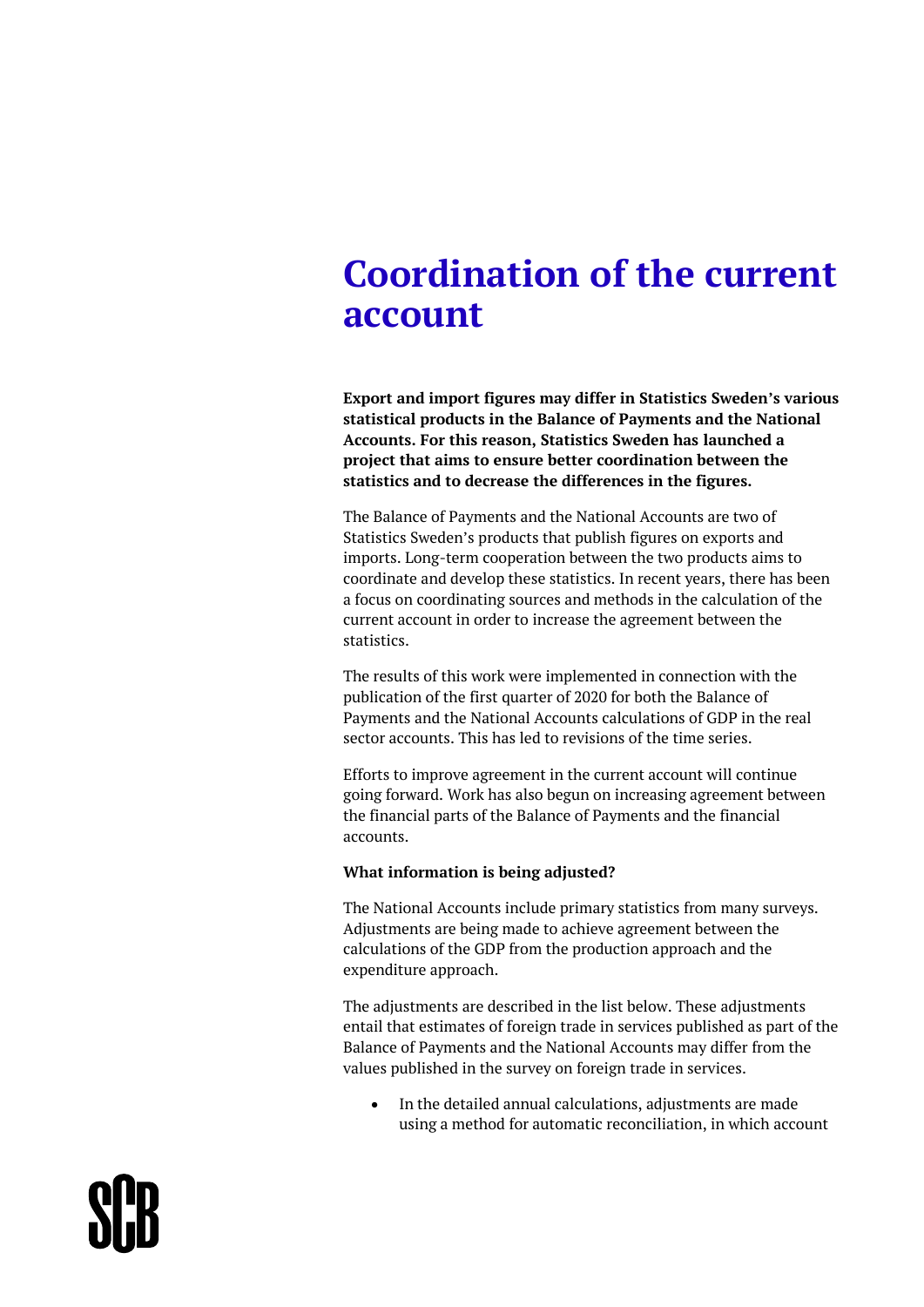# Coordination of the current account

**Export and import figures may differ in Statistics Sweden's various statistical products in the Balance of Payments and the National Accounts. For this reason, Statistics Sweden has launched a project that aims to ensure better coordination between the statistics and to decrease the differences in the figures.**

The Balance of Payments and the National Accounts are two of Statistics Sweden's products that publish figures on exports and imports. Long-term cooperation between the two products aims to coordinate and develop these statistics. In recent years, there has been a focus on coordinating sources and methods in the calculation of the current account in order to increase the agreement between the statistics.

The results of this work were implemented in connection with the publication of the first quarter of 2020 for both the Balance of Payments and the National Accounts calculations of GDP in the real sector accounts. This has led to revisions of the time series.

Efforts to improve agreement in the current account will continue going forward. Work has also begun on increasing agreement between the financial parts of the Balance of Payments and the financial accounts.

**What information is being adjusted?**

The National Accounts include primary statistics from many surveys. Adjustments are being made to achieve agreement between the calculations of the GDP from the production approach and the expenditure approach.

The adjustments are described in the list below. These adjustments entail that estimates of foreign trade in services published as part of the Balance of Payments and the National Accounts may differ from the values published in the survey on foreign trade in services.

- In the detailed annual calculations, adjustments are made using a method for automatic reconciliation, in which account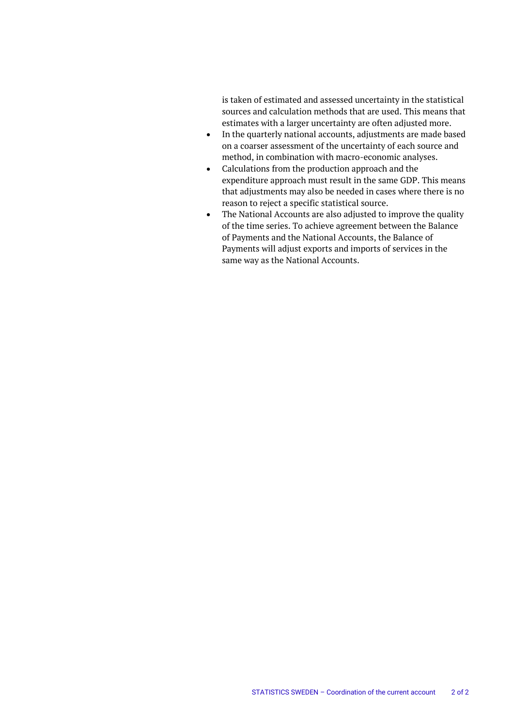is taken of estimated and assessed uncertainty in the statistical sources and calculation methods that are used. This means that estimates with a larger uncertainty are often adjusted more.

- In the quarterly national accounts, adjustments are made based on a coarser assessment of the uncertainty of each source and method, in combination with macro-economic analyses.
- Calculations from the production approach and the expenditure approach must result in the same GDP. This means that adjustments may also be needed in cases where there is no reason to reject a specific statistical source.
- The National Accounts are also adjusted to improve the quality of the time series. To achieve agreement between the Balance of Payments and the National Accounts, the Balance of Payments will adjust exports and imports of services in the same way as the National Accounts.